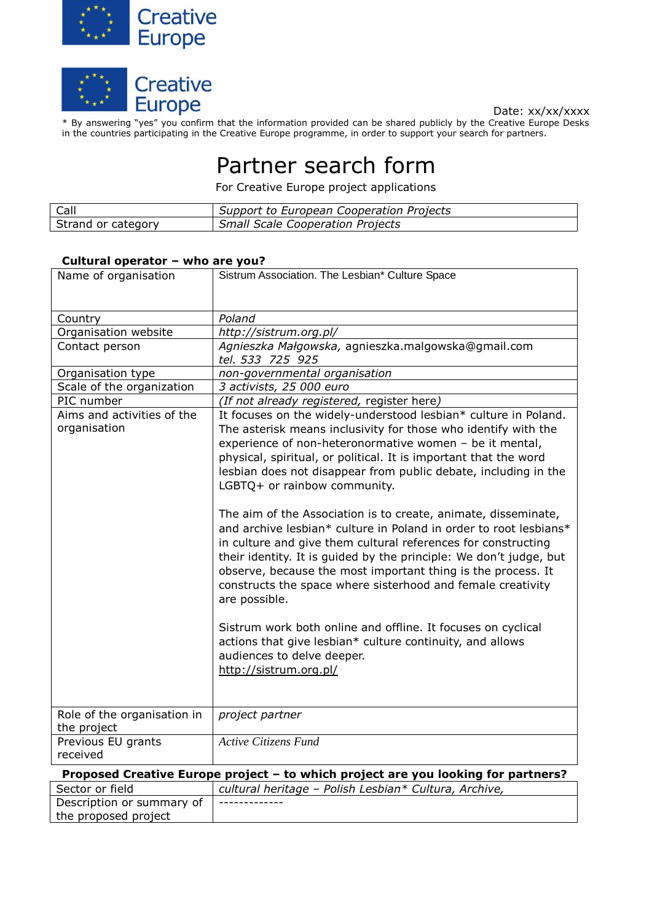Creative Europe

Creative Europe

Date: xx/xx/xxxx

\* By answering "yes" you confirm that the information provided can be shared publicly by the Creative Europe Desks in the countries participating in the Creative Europe programme, in order to support your search for partners.

# Partner search form

For Creative Europe project applications

| Call | *Support to European Cooperation Projects* |
|---|---|
| Strand or category | *Small Scale Cooperation Projects* |

**Cultural operator – who are you?**

| Name of organisation | Sistrum Association. The Lesbian* Culture Space |
|---|---|
| Country | *Poland* |
| Organisation website | *http://sistrum.org.pl/* |
| Contact person | *Agnieszka Małgowska,* agnieszka.malgowska@gmail.com *tel. 533 725 925* |
| Organisation type | *non-governmental organisation* |
| Scale of the organization | *3 activists, 25 000 euro* |
| PIC number | *(If not already registered,* register here*)* |
| Aims and activities of the organisation | It focuses on the widely-understood lesbian* culture in Poland. The asterisk means inclusivity for those who identify with the experience of non-heteronormative women – be it mental, physical, spiritual, or political. It is important that the word lesbian does not disappear from public debate, including in the LGBTQ+ or rainbow community.<br><br>The aim of the Association is to create, animate, disseminate, and archive lesbian* culture in Poland in order to root lesbians* in culture and give them cultural references for constructing their identity. It is guided by the principle: We don't judge, but observe, because the most important thing is the process. It constructs the space where sisterhood and female creativity are possible.<br><br>Sistrum work both online and offline. It focuses on cyclical actions that give lesbian* culture continuity, and allows audiences to delve deeper.<br>http://sistrum.org.pl/ |
| Role of the organisation in the project | *project partner* |
| Previous EU grants received | *Active Citizens Fund* |

**Proposed Creative Europe project – to which project are you looking for partners?**

| Sector or field | *cultural heritage – Polish Lesbian* Cultura, Archive,* |
|---|---|
| Description or summary of the proposed project | ------------- |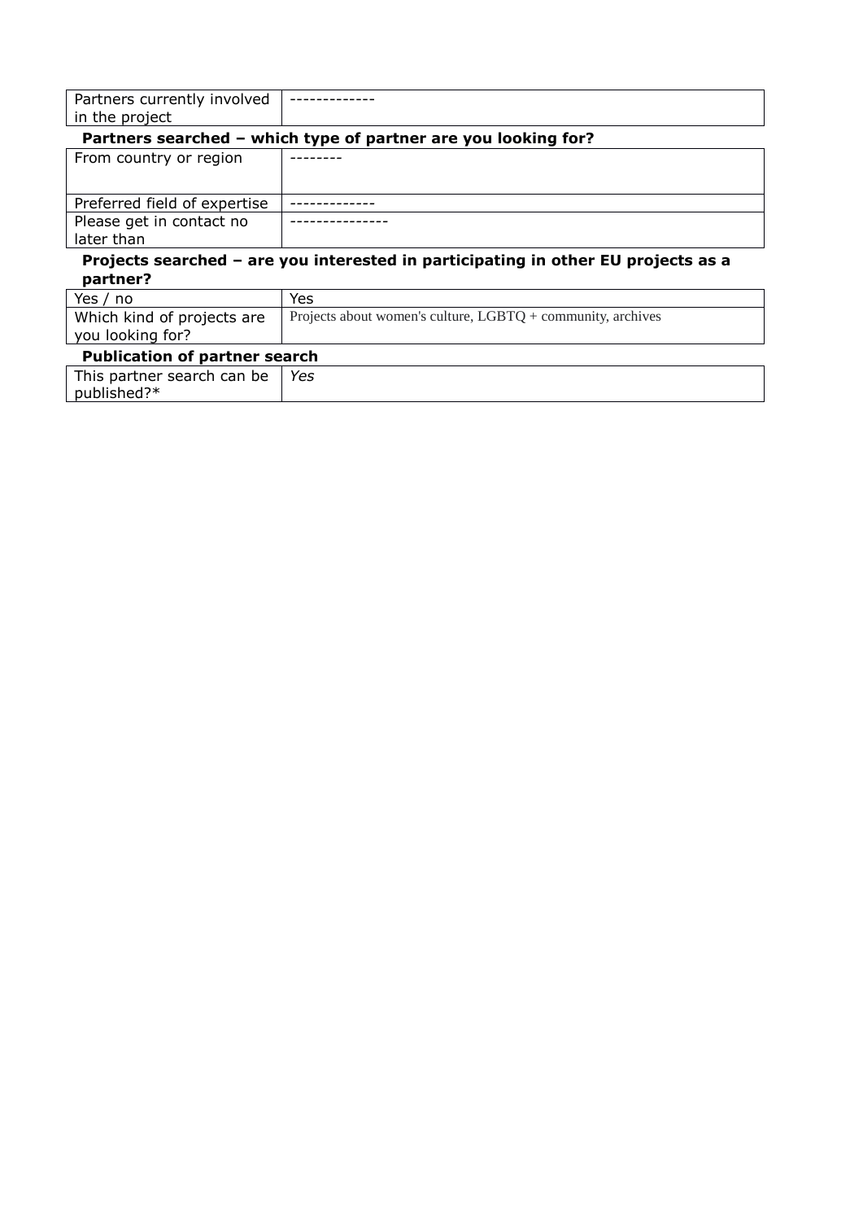| | |
|---|---|
| Partners currently involved in the project | ------------- |

**Partners searched – which type of partner are you looking for?**

| | |
|---|---|
| From country or region | -------- |
| Preferred field of expertise | ------------- |
| Please get in contact no later than | --------------- |

**Projects searched – are you interested in participating in other EU projects as a partner?**

| | |
|---|---|
| Yes / no | Yes |
| Which kind of projects are you looking for? | Projects about women's culture, LGBTQ + community, archives |

**Publication of partner search**

| | |
|---|---|
| This partner search can be published?* | *Yes* |